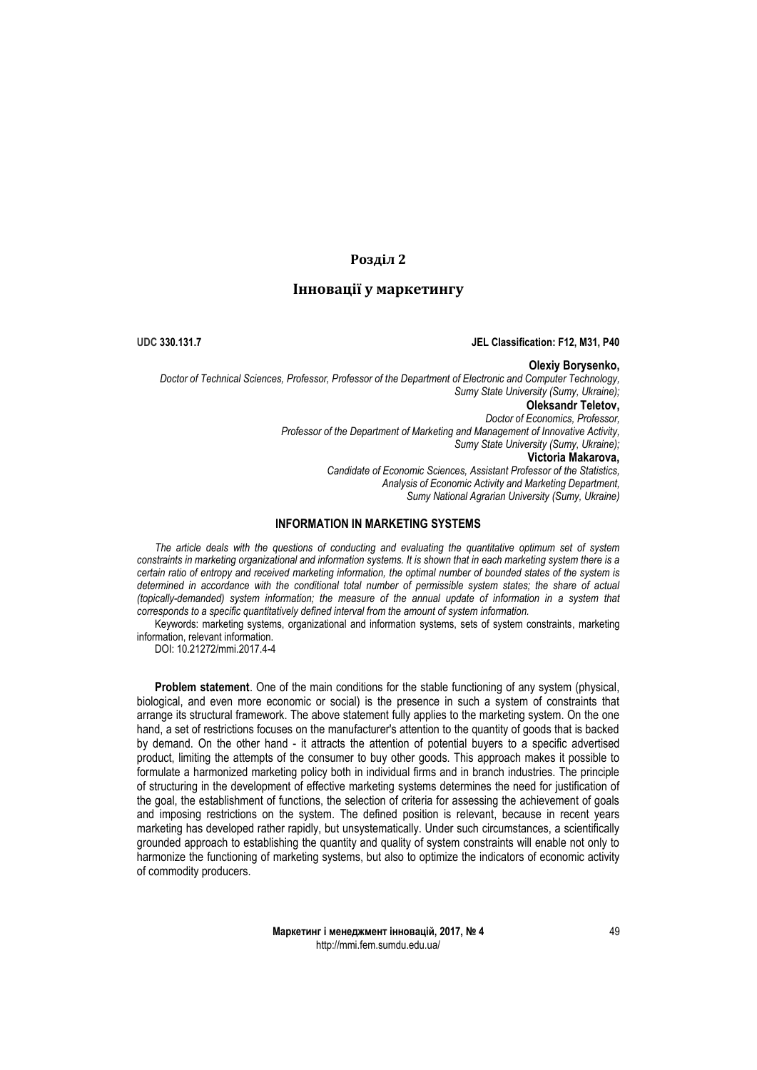# Розділ 2

## Інновації у маркетингу

**UDC 330.131.7** **JEL Classification: F12, M31, P40**

**Olexiy Borysenko,**
*Doctor of Technical Sciences, Professor, Professor of the Department of Electronic and Computer Technology, Sumy State University (Sumy, Ukraine);*
**Oleksandr Teletov,**
*Doctor of Economics, Professor, Professor of the Department of Marketing and Management of Innovative Activity, Sumy State University (Sumy, Ukraine);*
**Victoria Makarova,**
*Candidate of Economic Sciences, Assistant Professor of the Statistics, Analysis of Economic Activity and Marketing Department, Sumy National Agrarian University (Sumy, Ukraine)*

### INFORMATION IN MARKETING SYSTEMS

*The article deals with the questions of conducting and evaluating the quantitative optimum set of system constraints in marketing organizational and information systems. It is shown that in each marketing system there is a certain ratio of entropy and received marketing information, the optimal number of bounded states of the system is determined in accordance with the conditional total number of permissible system states; the share of actual (topically-demanded) system information; the measure of the annual update of information in a system that corresponds to a specific quantitatively defined interval from the amount of system information.*

Keywords: marketing systems, organizational and information systems, sets of system constraints, marketing information, relevant information.

DOI: 10.21272/mmi.2017.4-4

**Problem statement**. One of the main conditions for the stable functioning of any system (physical, biological, and even more economic or social) is the presence in such a system of constraints that arrange its structural framework. The above statement fully applies to the marketing system. On the one hand, a set of restrictions focuses on the manufacturer's attention to the quantity of goods that is backed by demand. On the other hand - it attracts the attention of potential buyers to a specific advertised product, limiting the attempts of the consumer to buy other goods. This approach makes it possible to formulate a harmonized marketing policy both in individual firms and in branch industries. The principle of structuring in the development of effective marketing systems determines the need for justification of the goal, the establishment of functions, the selection of criteria for assessing the achievement of goals and imposing restrictions on the system. The defined position is relevant, because in recent years marketing has developed rather rapidly, but unsystematically. Under such circumstances, a scientifically grounded approach to establishing the quantity and quality of system constraints will enable not only to harmonize the functioning of marketing systems, but also to optimize the indicators of economic activity of commodity producers.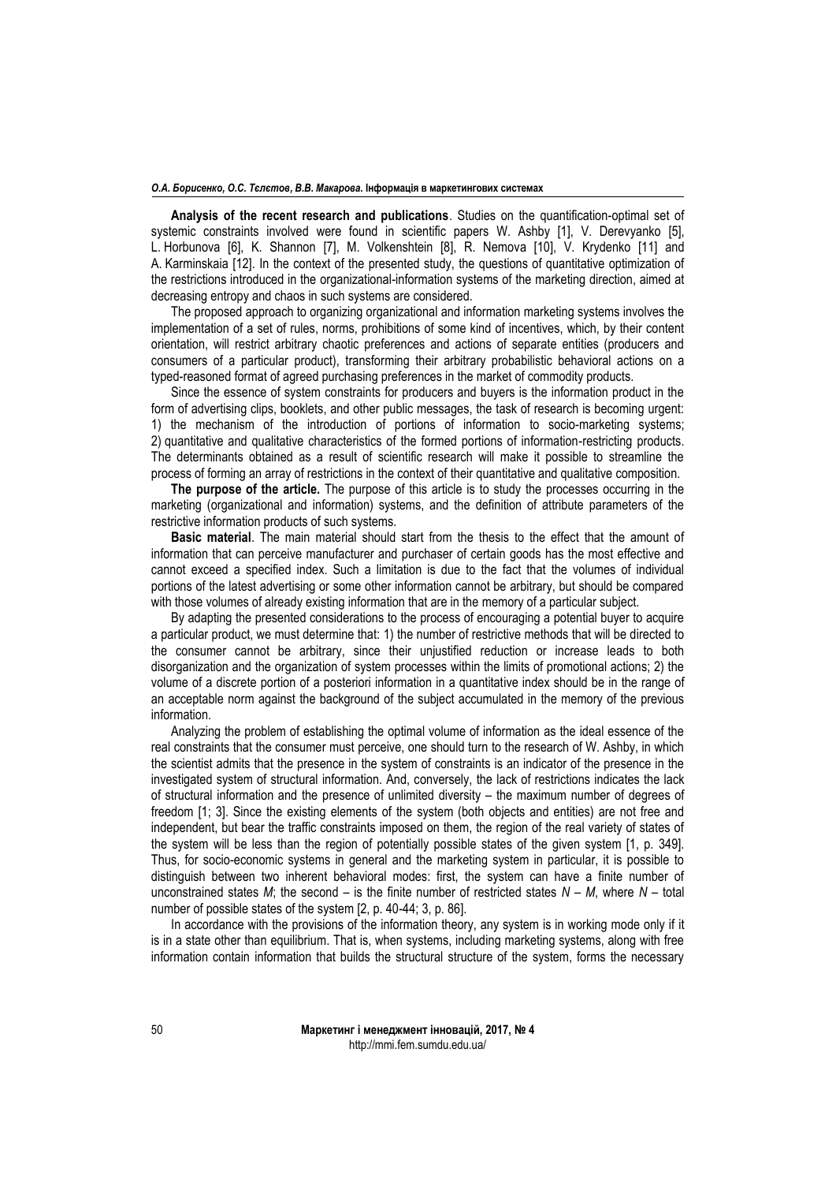**Analysis of the recent research and publications**. Studies on the quantification-optimal set of systemic constraints involved were found in scientific papers W. Ashby [1], V. Derevyanko [5], L. Horbunova [6], K. Shannon [7], M. Volkenshtein [8], R. Nemova [10], V. Krydenko [11] and A. Karminskaia [12]. In the context of the presented study, the questions of quantitative optimization of the restrictions introduced in the organizational-information systems of the marketing direction, aimed at decreasing entropy and chaos in such systems are considered.

The proposed approach to organizing organizational and information marketing systems involves the implementation of a set of rules, norms, prohibitions of some kind of incentives, which, by their content orientation, will restrict arbitrary chaotic preferences and actions of separate entities (producers and consumers of a particular product), transforming their arbitrary probabilistic behavioral actions on a typed-reasoned format of agreed purchasing preferences in the market of commodity products.

Since the essence of system constraints for producers and buyers is the information product in the form of advertising clips, booklets, and other public messages, the task of research is becoming urgent: 1) the mechanism of the introduction of portions of information to socio-marketing systems; 2) quantitative and qualitative characteristics of the formed portions of information-restricting products. The determinants obtained as a result of scientific research will make it possible to streamline the process of forming an array of restrictions in the context of their quantitative and qualitative composition.

**The purpose of the article.** The purpose of this article is to study the processes occurring in the marketing (organizational and information) systems, and the definition of attribute parameters of the restrictive information products of such systems.

**Basic material**. The main material should start from the thesis to the effect that the amount of information that can perceive manufacturer and purchaser of certain goods has the most effective and cannot exceed a specified index. Such a limitation is due to the fact that the volumes of individual portions of the latest advertising or some other information cannot be arbitrary, but should be compared with those volumes of already existing information that are in the memory of a particular subject.

By adapting the presented considerations to the process of encouraging a potential buyer to acquire a particular product, we must determine that: 1) the number of restrictive methods that will be directed to the consumer cannot be arbitrary, since their unjustified reduction or increase leads to both disorganization and the organization of system processes within the limits of promotional actions; 2) the volume of a discrete portion of a posteriori information in a quantitative index should be in the range of an acceptable norm against the background of the subject accumulated in the memory of the previous information.

Analyzing the problem of establishing the optimal volume of information as the ideal essence of the real constraints that the consumer must perceive, one should turn to the research of W. Ashby, in which the scientist admits that the presence in the system of constraints is an indicator of the presence in the investigated system of structural information. And, conversely, the lack of restrictions indicates the lack of structural information and the presence of unlimited diversity – the maximum number of degrees of freedom [1; 3]. Since the existing elements of the system (both objects and entities) are not free and independent, but bear the traffic constraints imposed on them, the region of the real variety of states of the system will be less than the region of potentially possible states of the given system [1, p. 349]. Thus, for socio-economic systems in general and the marketing system in particular, it is possible to distinguish between two inherent behavioral modes: first, the system can have a finite number of unconstrained states $M$; the second – is the finite number of restricted states $N – M$, where $N$ – total number of possible states of the system [2, p. 40-44; 3, p. 86].

In accordance with the provisions of the information theory, any system is in working mode only if it is in a state other than equilibrium. That is, when systems, including marketing systems, along with free information contain information that builds the structural structure of the system, forms the necessary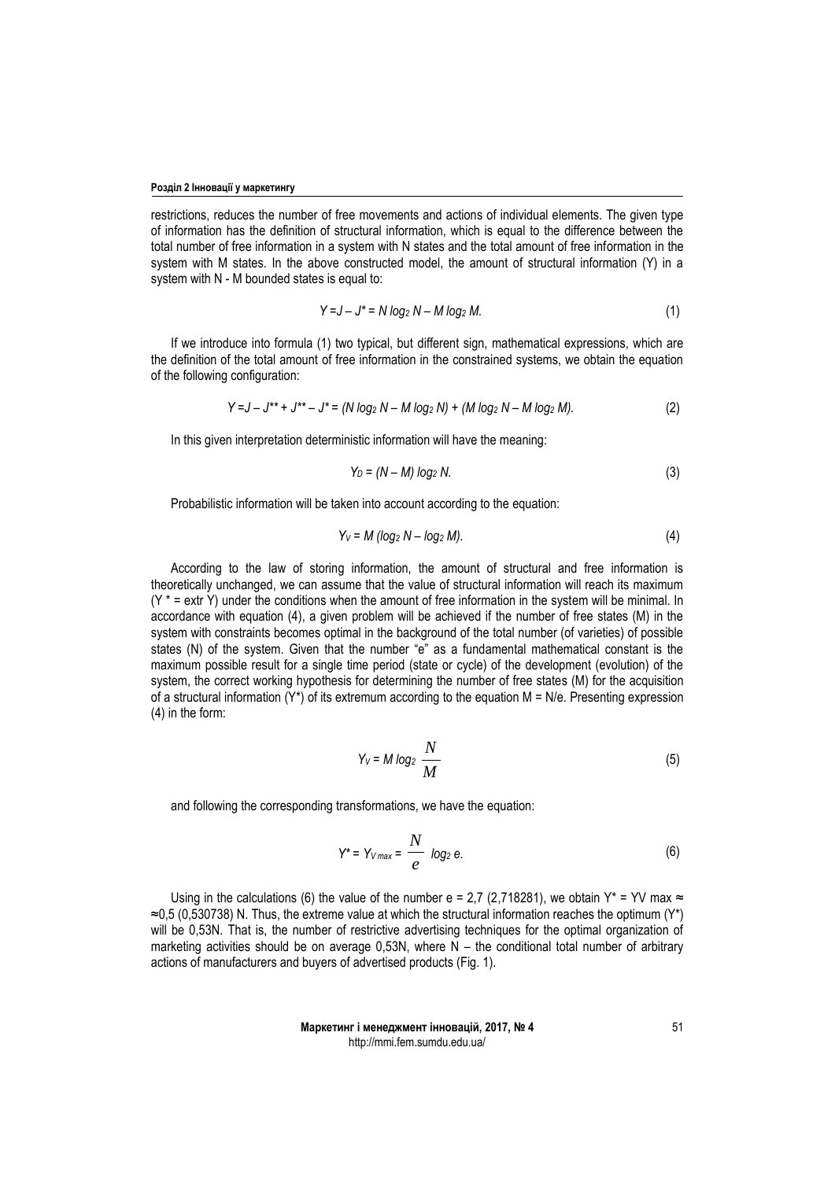restrictions, reduces the number of free movements and actions of individual elements. The given type of information has the definition of structural information, which is equal to the difference between the total number of free information in a system with N states and the total amount of free information in the system with M states. In the above constructed model, the amount of structural information (Y) in a system with N - M bounded states is equal to:

$$Y = J - J^{*} = N \log_2 N - M \log_2 M. \tag{1}$$

If we introduce into formula (1) two typical, but different sign, mathematical expressions, which are the definition of the total amount of free information in the constrained systems, we obtain the equation of the following configuration:

$$Y = J - J^{**} + J^{**} - J^{*} = (N \log_2 N - M \log_2 N) + (M \log_2 N - M \log_2 M). \tag{2}$$

In this given interpretation deterministic information will have the meaning:

$$Y_D = (N - M) \log_2 N. \tag{3}$$

Probabilistic information will be taken into account according to the equation:

$$Y_V = M (\log_2 N - \log_2 M). \tag{4}$$

According to the law of storing information, the amount of structural and free information is theoretically unchanged, we can assume that the value of structural information will reach its maximum ($Y^{*} = \text{extr } Y$) under the conditions when the amount of free information in the system will be minimal. In accordance with equation (4), a given problem will be achieved if the number of free states (M) in the system with constraints becomes optimal in the background of the total number (of varieties) of possible states (N) of the system. Given that the number "e" as a fundamental mathematical constant is the maximum possible result for a single time period (state or cycle) of the development (evolution) of the system, the correct working hypothesis for determining the number of free states (M) for the acquisition of a structural information ($Y^{*}$) of its extremum according to the equation $M = N/e$. Presenting expression (4) in the form:

$$Y_V = M \log_2 \frac{N}{M} \tag{5}$$

and following the corresponding transformations, we have the equation:

$$Y^{*} = Y_{V\,max} = \frac{N}{e} \log_2 e. \tag{6}$$

Using in the calculations (6) the value of the number e = 2,7 (2,718281), we obtain $Y^{*} = YV\ max \approx$ $\approx 0{,}5$ (0,530738) N. Thus, the extreme value at which the structural information reaches the optimum ($Y^{*}$) will be 0,53N. That is, the number of restrictive advertising techniques for the optimal organization of marketing activities should be on average 0,53N, where N – the conditional total number of arbitrary actions of manufacturers and buyers of advertised products (Fig. 1).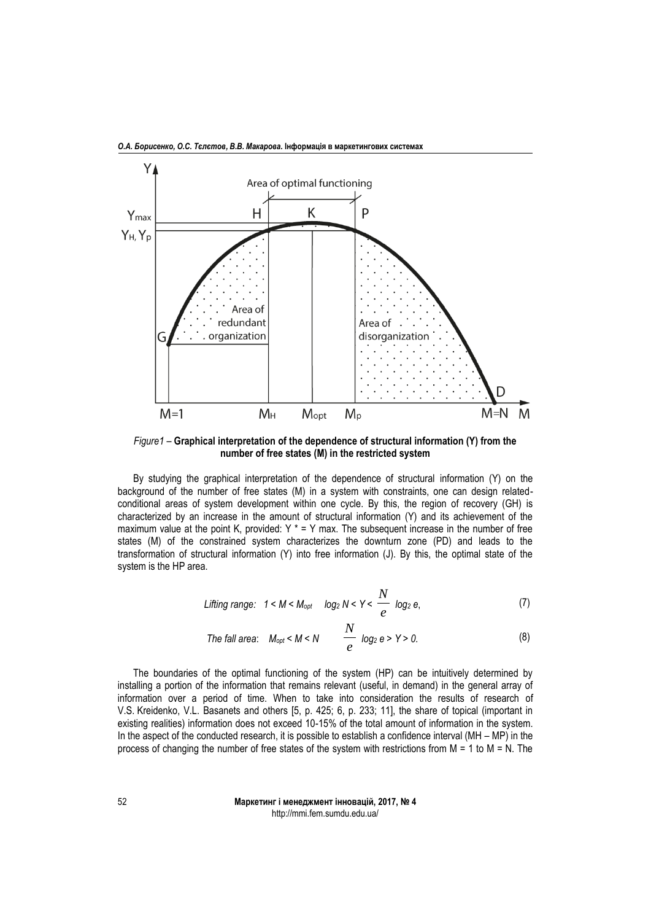*Figure1* – **Graphical interpretation of the dependence of structural information (Y) from the number of free states (M) in the restricted system**

By studying the graphical interpretation of the dependence of structural information (Y) on the background of the number of free states (M) in a system with constraints, one can design related-conditional areas of system development within one cycle. By this, the region of recovery (GH) is characterized by an increase in the amount of structural information (Y) and its achievement of the maximum value at the point K, provided: $Y^* = Y_{max}$. The subsequent increase in the number of free states (M) of the constrained system characterizes the downturn zone (PD) and leads to the transformation of structural information (Y) into free information (J). By this, the optimal state of the system is the HP area.

$$\textit{Lifting range:} \quad 1 < M < M_{opt} \quad \log_2 N < Y < \frac{N}{e} \log_2 e, \tag{7}$$

$$\textit{The fall area:} \quad M_{opt} < M < N \quad \frac{N}{e} \log_2 e > Y > 0. \tag{8}$$

The boundaries of the optimal functioning of the system (HP) can be intuitively determined by installing a portion of the information that remains relevant (useful, in demand) in the general array of information over a period of time. When to take into consideration the results of research of V.S. Kreidenko, V.L. Basanets and others [5, p. 425; 6, p. 233; 11], the share of topical (important in existing realities) information does not exceed 10-15% of the total amount of information in the system. In the aspect of the conducted research, it is possible to establish a confidence interval ($M_H$ – $M_P$) in the process of changing the number of free states of the system with restrictions from M = 1 to M = N. The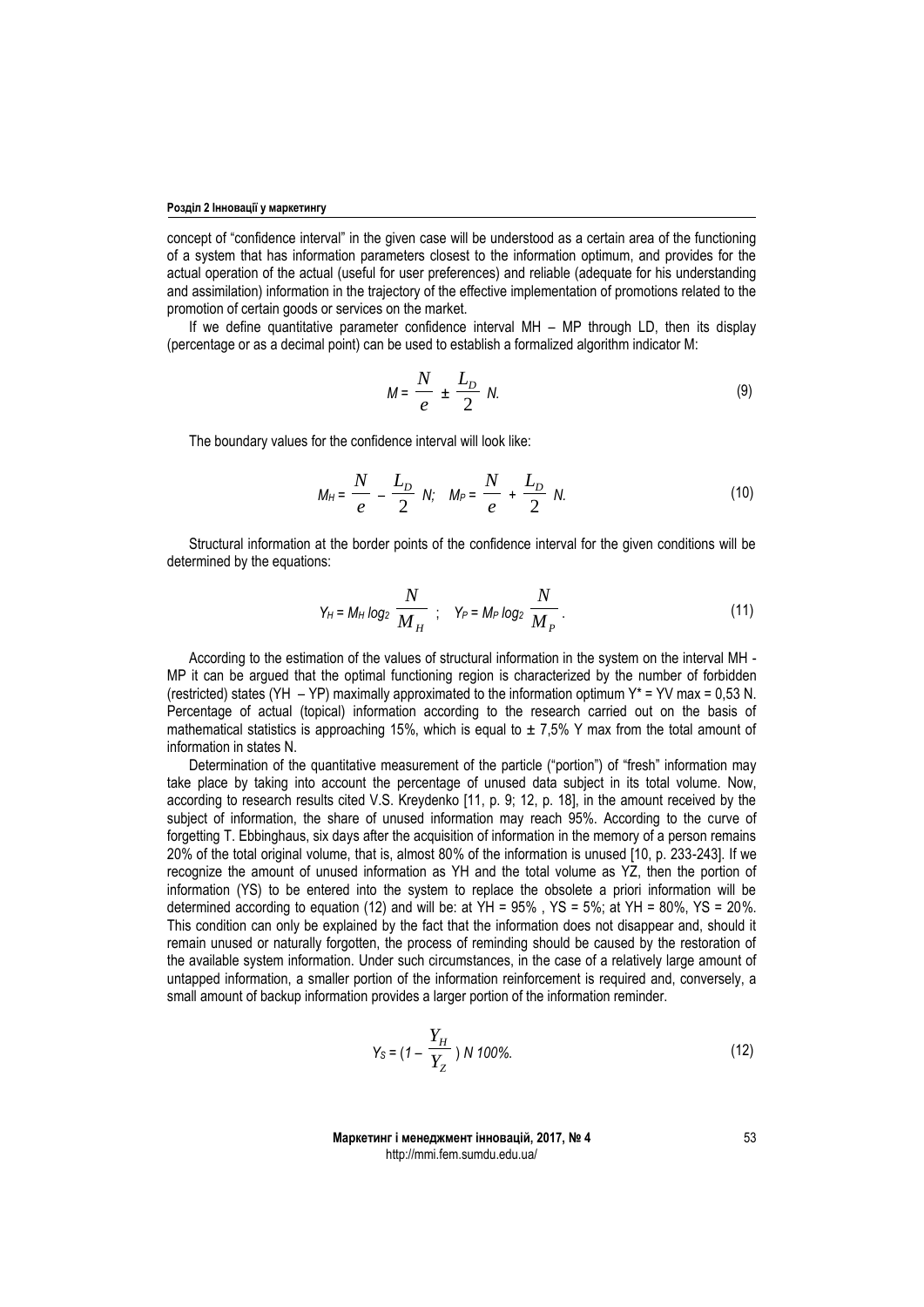concept of "confidence interval" in the given case will be understood as a certain area of the functioning of a system that has information parameters closest to the information optimum, and provides for the actual operation of the actual (useful for user preferences) and reliable (adequate for his understanding and assimilation) information in the trajectory of the effective implementation of promotions related to the promotion of certain goods or services on the market.

If we define quantitative parameter confidence interval MH – MP through LD, then its display (percentage or as a decimal point) can be used to establish a formalized algorithm indicator M:

$$M = \frac{N}{e} \pm \frac{L_D}{2} N. \tag{9}$$

The boundary values for the confidence interval will look like:

$$M_H = \frac{N}{e} - \frac{L_D}{2} N; \quad M_P = \frac{N}{e} + \frac{L_D}{2} N. \tag{10}$$

Structural information at the border points of the confidence interval for the given conditions will be determined by the equations:

$$Y_H = M_H \log_2 \frac{N}{M_H}; \quad Y_P = M_P \log_2 \frac{N}{M_P}. \tag{11}$$

According to the estimation of the values of structural information in the system on the interval MH - MP it can be argued that the optimal functioning region is characterized by the number of forbidden (restricted) states (YH – YP) maximally approximated to the information optimum Y* = YV max = 0,53 N. Percentage of actual (topical) information according to the research carried out on the basis of mathematical statistics is approaching 15%, which is equal to ± 7,5% Y max from the total amount of information in states N.

Determination of the quantitative measurement of the particle ("portion") of "fresh" information may take place by taking into account the percentage of unused data subject in its total volume. Now, according to research results cited V.S. Kreydenko [11, p. 9; 12, p. 18], in the amount received by the subject of information, the share of unused information may reach 95%. According to the curve of forgetting T. Ebbinghaus, six days after the acquisition of information in the memory of a person remains 20% of the total original volume, that is, almost 80% of the information is unused [10, p. 233-243]. If we recognize the amount of unused information as YH and the total volume as YZ, then the portion of information (YS) to be entered into the system to replace the obsolete a priori information will be determined according to equation (12) and will be: at YH = 95% , YS = 5%; at YH = 80%, YS = 20%. This condition can only be explained by the fact that the information does not disappear and, should it remain unused or naturally forgotten, the process of reminding should be caused by the restoration of the available system information. Under such circumstances, in the case of a relatively large amount of untapped information, a smaller portion of the information reinforcement is required and, conversely, a small amount of backup information provides a larger portion of the information reminder.

$$Y_S = \left(1 - \frac{Y_H}{Y_Z}\right) N \, 100\%. \tag{12}$$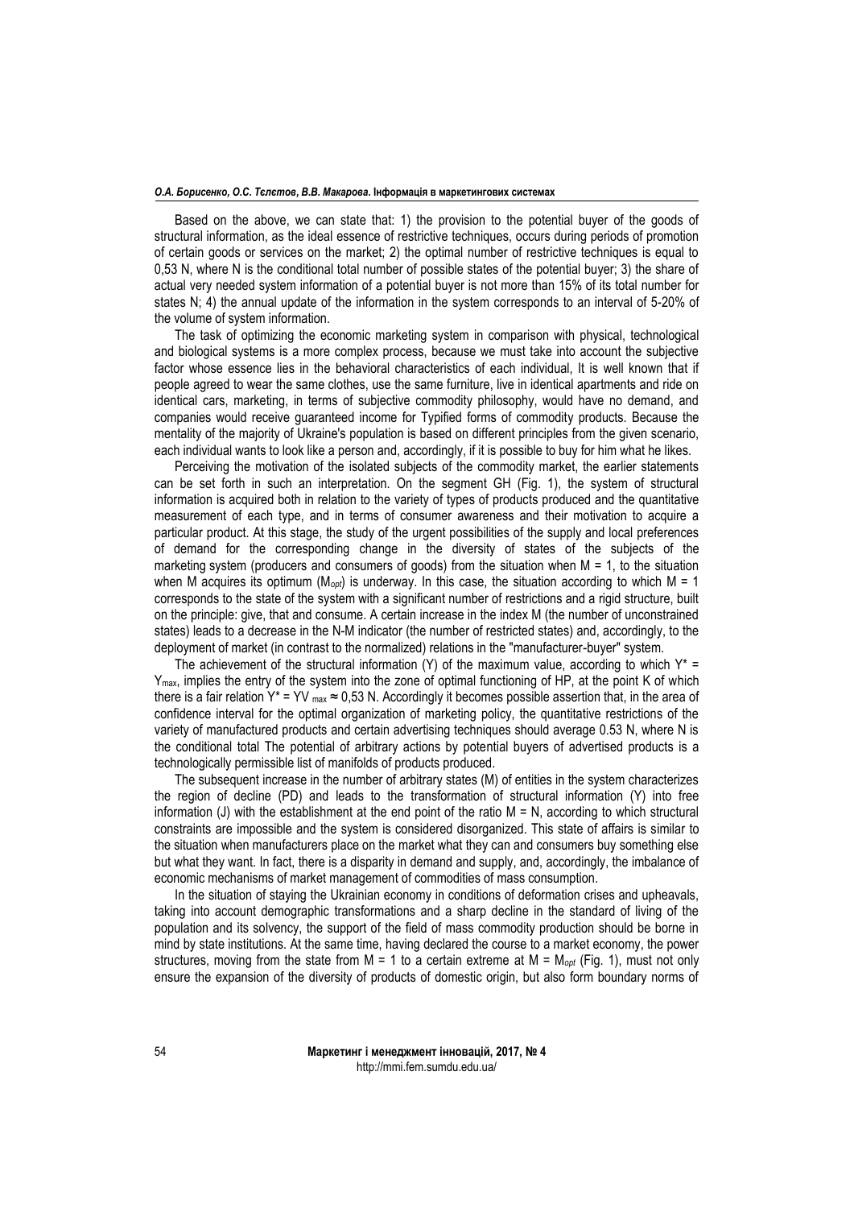Based on the above, we can state that: 1) the provision to the potential buyer of the goods of structural information, as the ideal essence of restrictive techniques, occurs during periods of promotion of certain goods or services on the market; 2) the optimal number of restrictive techniques is equal to 0,53 N, where N is the conditional total number of possible states of the potential buyer; 3) the share of actual very needed system information of a potential buyer is not more than 15% of its total number for states N; 4) the annual update of the information in the system corresponds to an interval of 5-20% of the volume of system information.

The task of optimizing the economic marketing system in comparison with physical, technological and biological systems is a more complex process, because we must take into account the subjective factor whose essence lies in the behavioral characteristics of each individual, It is well known that if people agreed to wear the same clothes, use the same furniture, live in identical apartments and ride on identical cars, marketing, in terms of subjective commodity philosophy, would have no demand, and companies would receive guaranteed income for Typified forms of commodity products. Because the mentality of the majority of Ukraine's population is based on different principles from the given scenario, each individual wants to look like a person and, accordingly, if it is possible to buy for him what he likes.

Perceiving the motivation of the isolated subjects of the commodity market, the earlier statements can be set forth in such an interpretation. On the segment GH (Fig. 1), the system of structural information is acquired both in relation to the variety of types of products produced and the quantitative measurement of each type, and in terms of consumer awareness and their motivation to acquire a particular product. At this stage, the study of the urgent possibilities of the supply and local preferences of demand for the corresponding change in the diversity of states of the subjects of the marketing system (producers and consumers of goods) from the situation when M = 1, to the situation when M acquires its optimum ($M_{opt}$) is underway. In this case, the situation according to which M = 1 corresponds to the state of the system with a significant number of restrictions and a rigid structure, built on the principle: give, that and consume. A certain increase in the index M (the number of unconstrained states) leads to a decrease in the N-M indicator (the number of restricted states) and, accordingly, to the deployment of market (in contrast to the normalized) relations in the "manufacturer-buyer" system.

The achievement of the structural information (Y) of the maximum value, according to which $Y^* = Y_{max}$, implies the entry of the system into the zone of optimal functioning of HP, at the point K of which there is a fair relation $Y^* = YV_{max} \approx 0{,}53$ N. Accordingly it becomes possible assertion that, in the area of confidence interval for the optimal organization of marketing policy, the quantitative restrictions of the variety of manufactured products and certain advertising techniques should average 0.53 N, where N is the conditional total The potential of arbitrary actions by potential buyers of advertised products is a technologically permissible list of manifolds of products produced.

The subsequent increase in the number of arbitrary states (M) of entities in the system characterizes the region of decline (PD) and leads to the transformation of structural information (Y) into free information (J) with the establishment at the end point of the ratio M = N, according to which structural constraints are impossible and the system is considered disorganized. This state of affairs is similar to the situation when manufacturers place on the market what they can and consumers buy something else but what they want. In fact, there is a disparity in demand and supply, and, accordingly, the imbalance of economic mechanisms of market management of commodities of mass consumption.

In the situation of staying the Ukrainian economy in conditions of deformation crises and upheavals, taking into account demographic transformations and a sharp decline in the standard of living of the population and its solvency, the support of the field of mass commodity production should be borne in mind by state institutions. At the same time, having declared the course to a market economy, the power structures, moving from the state from M = 1 to a certain extreme at M = $M_{opt}$ (Fig. 1), must not only ensure the expansion of the diversity of products of domestic origin, but also form boundary norms of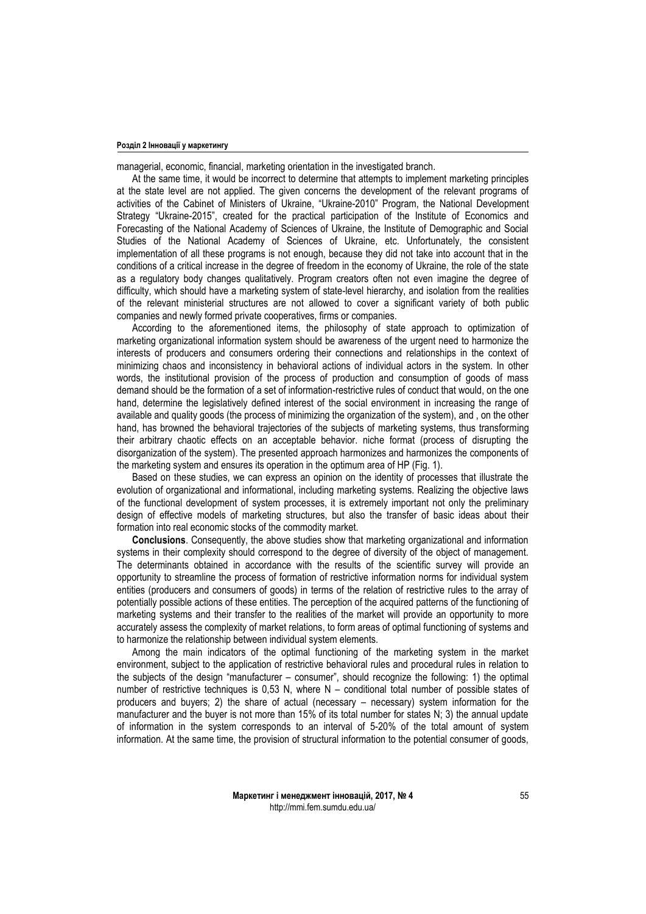managerial, economic, financial, marketing orientation in the investigated branch.

At the same time, it would be incorrect to determine that attempts to implement marketing principles at the state level are not applied. The given concerns the development of the relevant programs of activities of the Cabinet of Ministers of Ukraine, "Ukraine-2010" Program, the National Development Strategy "Ukraine-2015", created for the practical participation of the Institute of Economics and Forecasting of the National Academy of Sciences of Ukraine, the Institute of Demographic and Social Studies of the National Academy of Sciences of Ukraine, etc. Unfortunately, the consistent implementation of all these programs is not enough, because they did not take into account that in the conditions of a critical increase in the degree of freedom in the economy of Ukraine, the role of the state as a regulatory body changes qualitatively. Program creators often not even imagine the degree of difficulty, which should have a marketing system of state-level hierarchy, and isolation from the realities of the relevant ministerial structures are not allowed to cover a significant variety of both public companies and newly formed private cooperatives, firms or companies.

According to the aforementioned items, the philosophy of state approach to optimization of marketing organizational information system should be awareness of the urgent need to harmonize the interests of producers and consumers ordering their connections and relationships in the context of minimizing chaos and inconsistency in behavioral actions of individual actors in the system. In other words, the institutional provision of the process of production and consumption of goods of mass demand should be the formation of a set of information-restrictive rules of conduct that would, on the one hand, determine the legislatively defined interest of the social environment in increasing the range of available and quality goods (the process of minimizing the organization of the system), and , on the other hand, has browned the behavioral trajectories of the subjects of marketing systems, thus transforming their arbitrary chaotic effects on an acceptable behavior. niche format (process of disrupting the disorganization of the system). The presented approach harmonizes and harmonizes the components of the marketing system and ensures its operation in the optimum area of HP (Fig. 1).

Based on these studies, we can express an opinion on the identity of processes that illustrate the evolution of organizational and informational, including marketing systems. Realizing the objective laws of the functional development of system processes, it is extremely important not only the preliminary design of effective models of marketing structures, but also the transfer of basic ideas about their formation into real economic stocks of the commodity market.

**Conclusions**. Consequently, the above studies show that marketing organizational and information systems in their complexity should correspond to the degree of diversity of the object of management. The determinants obtained in accordance with the results of the scientific survey will provide an opportunity to streamline the process of formation of restrictive information norms for individual system entities (producers and consumers of goods) in terms of the relation of restrictive rules to the array of potentially possible actions of these entities. The perception of the acquired patterns of the functioning of marketing systems and their transfer to the realities of the market will provide an opportunity to more accurately assess the complexity of market relations, to form areas of optimal functioning of systems and to harmonize the relationship between individual system elements.

Among the main indicators of the optimal functioning of the marketing system in the market environment, subject to the application of restrictive behavioral rules and procedural rules in relation to the subjects of the design "manufacturer – consumer", should recognize the following: 1) the optimal number of restrictive techniques is 0,53 N, where N – conditional total number of possible states of producers and buyers; 2) the share of actual (necessary – necessary) system information for the manufacturer and the buyer is not more than 15% of its total number for states N; 3) the annual update of information in the system corresponds to an interval of 5-20% of the total amount of system information. At the same time, the provision of structural information to the potential consumer of goods,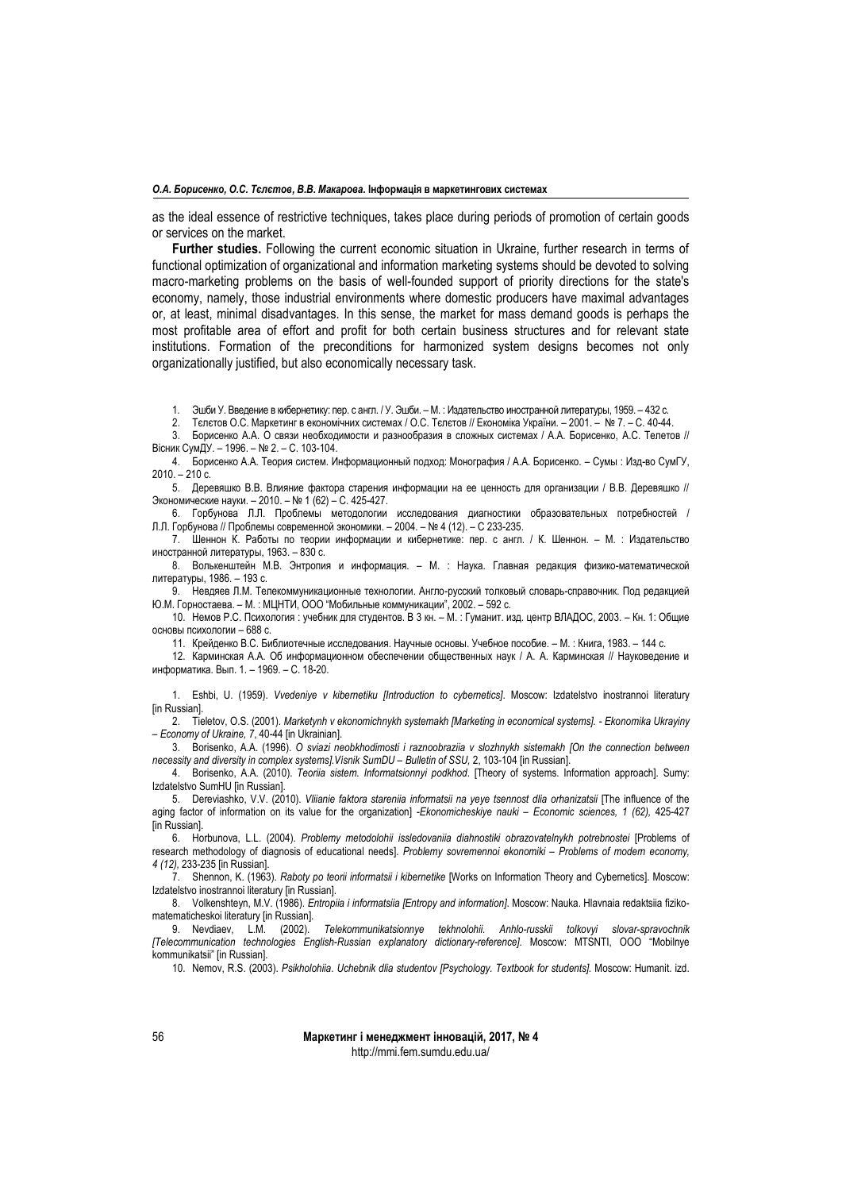as the ideal essence of restrictive techniques, takes place during periods of promotion of certain goods or services on the market.

**Further studies.** Following the current economic situation in Ukraine, further research in terms of functional optimization of organizational and information marketing systems should be devoted to solving macro-marketing problems on the basis of well-founded support of priority directions for the state's economy, namely, those industrial environments where domestic producers have maximal advantages or, at least, minimal disadvantages. In this sense, the market for mass demand goods is perhaps the most profitable area of effort and profit for both certain business structures and for relevant state institutions. Formation of the preconditions for harmonized system designs becomes not only organizationally justified, but also economically necessary task.

1. Эшби У. Введение в кибернетику: пер. с англ. / У. Эшби. – М. : Издательство иностранной литературы, 1959. – 432 с.
2. Тєлєтов О.С. Маркетинг в економічних системах / О.С. Тєлєтов // Економіка України. – 2001. – № 7. – С. 40-44.
3. Борисенко А.А. О связи необходимости и разнообразия в сложных системах / А.А. Борисенко, А.С. Телетов // Вісник СумДУ. – 1996. – № 2. – С. 103-104.
4. Борисенко А.А. Теория систем. Информационный подход: Монография / А.А. Борисенко. – Сумы : Изд-во СумГУ, 2010. – 210 с.
5. Деревяшко В.В. Влияние фактора старения информации на ее ценность для организации / В.В. Деревяшко // Экономические науки. – 2010. – № 1 (62) – С. 425-427.
6. Горбунова Л.Л. Проблемы методологии исследования диагностики образовательных потребностей / Л.Л. Горбунова // Проблемы современной экономики. – 2004. – № 4 (12). – С 233-235.
7. Шеннон К. Работы по теории информации и кибернетике: пер. с англ. / К. Шеннон. – М. : Издательство иностранной литературы, 1963. – 830 с.
8. Волькенштейн М.В. Энтропия и информация. – М. : Наука. Главная редакция физико-математической литературы, 1986. – 193 с.
9. Невдяев Л.М. Телекоммуникационные технологии. Англо-русский толковый словарь-справочник. Под редакцией Ю.М. Горностаева. – М. : МЦНТИ, ООО "Мобильные коммуникации", 2002. – 592 с.
10. Немов Р.С. Психология : учебник для студентов. В 3 кн. – М. : Гуманит. изд. центр ВЛАДОС, 2003. – Кн. 1: Общие основы психологии – 688 с.
11. Крейденко В.С. Библиотечные исследования. Научные основы. Учебное пособие. – М. : Книга, 1983. – 144 с.
12. Карминская А.А. Об информационном обеспечении общественных наук / А. А. Карминская // Науковедение и информатика. Вып. 1. – 1969. – С. 18-20.

1. Eshbi, U. (1959). *Vvedeniye v kibernetiku [Introduction to cybernetics]*. Moscow: Izdatelstvo inostrannoi literatury [in Russian].
2. Tieletov, O.S. (2001). *Marketynh v ekonomichnykh systemakh [Marketing in economical systems]. - Ekonomika Ukrayiny – Economy of Ukraine, 7*, 40-44 [in Ukrainian].
3. Borisenko, A.A. (1996). *O sviazi neobkhodimosti i raznoobraziia v slozhnykh sistemakh [On the connection between necessity and diversity in complex systems].Visnik SumDU – Bulletin of SSU,* 2, 103-104 [in Russian].
4. Borisenko, A.A. (2010). *Teoriia sistem. Informatsionnyi podkhod*. [Theory of systems. Information approach]. Sumy: Izdatelstvo SumHU [in Russian].
5. Dereviashko, V.V. (2010). *Vliianie faktora stareniia informatsii na yeye tsennost dlia orhanizatsii* [The influence of the aging factor of information on its value for the organization] -*Ekonomicheskiye nauki – Economic sciences, 1 (62),* 425-427 [in Russian].
6. Horbunova, L.L. (2004). *Problemy metodolohii issledovaniia diahnostiki obrazovatelnykh potrebnostei* [Problems of research methodology of diagnosis of educational needs]. *Problemy sovremennoi ekonomiki – Problems of modern economy, 4 (12)*, 233-235 [in Russian].
7. Shennon, K. (1963). *Raboty po teorii informatsii i kibernetike* [Works on Information Theory and Cybernetics]. Moscow: Izdatelstvo inostrannoi literatury [in Russian].
8. Volkenshteyn, M.V. (1986). *Entropiia i informatsiia [Entropy and information]*. Moscow: Nauka. Hlavnaia redaktsiia fiziko-matematicheskoi literatury [in Russian].
9. Nevdiaev, L.M. (2002). *Telekommunikatsionnye tekhnolohii. Anhlo-russkii tolkovyi slovar-spravochnik [Telecommunication technologies English-Russian explanatory dictionary-reference]*. Moscow: MTSNTI, OOO "Mobilnye kommunikatsii" [in Russian].
10. Nemov, R.S. (2003). *Psikholohiia. Uchebnik dlia studentov [Psychology. Textbook for students].* Moscow: Humanit. izd.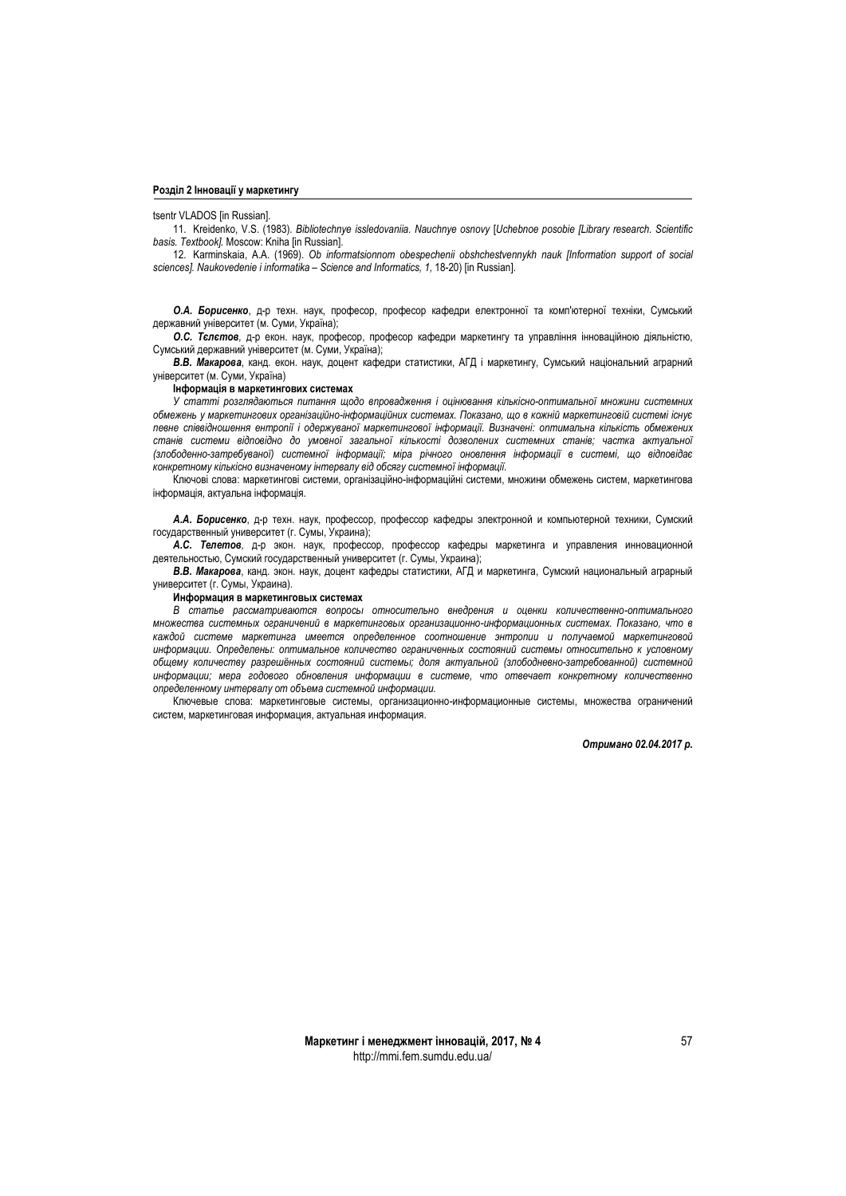tsentr VLADOS [in Russian].

11. Kreidenko, V.S. (1983). *Bibliotechnye issledovaniia. Nauchnye osnovy* [*Uchebnoe posobie [Library research. Scientific basis. Textbook].* Moscow: Kniha [in Russian].

12. Karminskaia, A.A. (1969). *Ob informatsionnom obespechenii obshchestvennykh nauk [Information support of social sciences]. Naukovedenie i informatika – Science and Informatics, 1,* 18-20) [in Russian].

***О.А. Борисенко***, д-р техн. наук, професор, професор кафедри електронної та комп'ютерної техніки, Сумський державний університет (м. Суми, Україна);

***О.С. Тєлєтов***, д-р екон. наук, професор, професор кафедри маркетингу та управління інноваційною діяльністю, Сумський державний університет (м. Суми, Україна);

***В.В. Макарова***, канд. екон. наук, доцент кафедри статистики, АГД і маркетингу, Сумський національний аграрний університет (м. Суми, Україна)

**Інформація в маркетингових системах**

*У статті розглядаються питання щодо впровадження і оцінювання кількісно-оптимальної множини системних обмежень у маркетингових організаційно-інформаційних системах. Показано, що в кожній маркетинговій системі існує певне співвідношення ентропії і одержуваної маркетингової інформації. Визначені: оптимальна кількість обмежених станів системи відповідно до умовної загальної кількості дозволених системних станів; частка актуальної (злободенно-затребуваної) системної інформації; міра річного оновлення інформації в системі, що відповідає конкретному кількісно визначеному інтервалу від обсягу системної інформації.*

Ключові слова: маркетингові системи, організаційно-інформаційні системи, множини обмежень систем, маркетингова інформація, актуальна інформація.

***А.А. Борисенко***, д-р техн. наук, профессор, профессор кафедры электронной и компьютерной техники, Сумский государственный университет (г. Сумы, Украина);

***А.С. Телетов***, д-р экон. наук, профессор, профессор кафедры маркетинга и управления инновационной деятельностью, Сумский государственный университет (г. Сумы, Украина);

***В.В. Макарова***, канд. экон. наук, доцент кафедры статистики, АГД и маркетинга, Сумский национальный аграрный университет (г. Сумы, Украина).

**Информация в маркетинговых системах**

*В статье рассматриваются вопросы относительно внедрения и оценки количественно-оптимального множества системных ограничений в маркетинговых организационно-информационных системах. Показано, что в каждой системе маркетинга имеется определенное соотношение энтропии и получаемой маркетинговой информации. Определены: оптимальное количество ограниченных состояний системы относительно к условному общему количеству разрешённых состояний системы; доля актуальной (злободневно-затребованной) системной информации; мера годового обновления информации в системе, что отвечает конкретному количественно определенному интервалу от объема системной информации.*

Ключевые слова: маркетинговые системы, организационно-информационные системы, множества ограничений систем, маркетинговая информация, актуальная информация.

***Отримано 02.04.2017 р.***